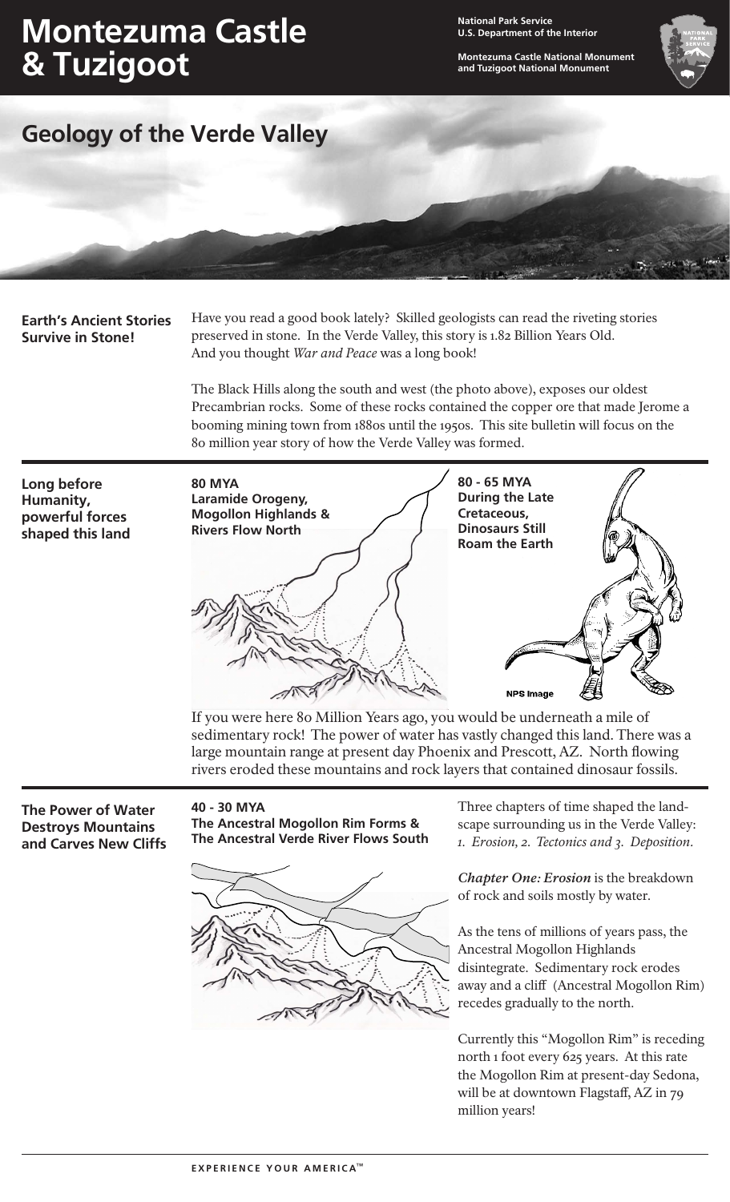# Montezuma Castle & Tuzigoot

**National Park Service**
**U.S. Department of the Interior**

**Montezuma Castle National Monument and Tuzigoot National Monument**

## Geology of the Verde Valley

### Earth's Ancient Stories Survive in Stone!

Have you read a good book lately? Skilled geologists can read the riveting stories preserved in stone. In the Verde Valley, this story is 1.82 Billion Years Old. And you thought *War and Peace* was a long book!

The Black Hills along the south and west (the photo above), exposes our oldest Precambrian rocks. Some of these rocks contained the copper ore that made Jerome a booming mining town from 1880s until the 1950s. This site bulletin will focus on the 80 million year story of how the Verde Valley was formed.

### Long before Humanity, powerful forces shaped this land

**80 MYA**
**Laramide Orogeny, Mogollon Highlands & Rivers Flow North**

**80 - 65 MYA**
**During the Late Cretaceous, Dinosaurs Still Roam the Earth**

NPS Image

If you were here 80 Million Years ago, you would be underneath a mile of sedimentary rock! The power of water has vastly changed this land. There was a large mountain range at present day Phoenix and Prescott, AZ. North flowing rivers eroded these mountains and rock layers that contained dinosaur fossils.

### The Power of Water Destroys Mountains and Carves New Cliffs

**40 - 30 MYA**
**The Ancestral Mogollon Rim Forms & The Ancestral Verde River Flows South**

Three chapters of time shaped the landscape surrounding us in the Verde Valley: *1. Erosion, 2. Tectonics and 3. Deposition.*

***Chapter One: Erosion*** is the breakdown of rock and soils mostly by water.

As the tens of millions of years pass, the Ancestral Mogollon Highlands disintegrate. Sedimentary rock erodes away and a cliff (Ancestral Mogollon Rim) recedes gradually to the north.

Currently this "Mogollon Rim" is receding north 1 foot every 625 years. At this rate the Mogollon Rim at present-day Sedona, will be at downtown Flagstaff, AZ in 79 million years!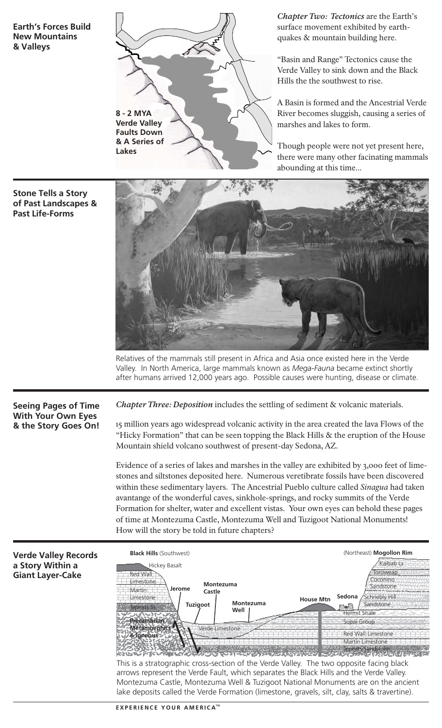## Earth's Forces Build New Mountains & Valleys

8 - 2 MYA
Verde Valley
Faults Down
& A Series of
Lakes

*Chapter Two: Tectonics* are the Earth's surface movement exhibited by earthquakes & mountain building here.

"Basin and Range" Tectonics cause the Verde Valley to sink down and the Black Hills the the southwest to rise.

A Basin is formed and the Ancestrial Verde River becomes sluggish, causing a series of marshes and lakes to form.

Though people were not yet present here, there were many other facinating mammals abounding at this time...

## Stone Tells a Story of Past Landscapes & Past Life-Forms

Relatives of the mammals still present in Africa and Asia once existed here in the Verde Valley. In North America, large mammals known as *Mega-Fauna* became extinct shortly after humans arrived 12,000 years ago. Possible causes were hunting, disease or climate.

## Seeing Pages of Time With Your Own Eyes & the Story Goes On!

*Chapter Three: Deposition* includes the settling of sediment & volcanic materials.

15 million years ago widespread volcanic activity in the area created the lava Flows of the "Hicky Formation" that can be seen topping the Black Hills & the eruption of the House Mountain shield volcano southwest of present-day Sedona, AZ.

Evidence of a series of lakes and marshes in the valley are exhibited by 3,000 feet of limestones and siltstones deposited here. Numerous veretibrate fossils have been discovered within these sedimentary layers. The Ancestrial Pueblo culture called *Sinagua* had taken avantange of the wonderful caves, sinkhole-springs, and rocky summits of the Verde Formation for shelter, water and excellent vistas. Your own eyes can behold these pages of time at Montezuma Castle, Montezuma Well and Tuzigoot National Monuments! How will the story be told in future chapters?

## Verde Valley Records a Story Within a Giant Layer-Cake

**Black Hills** (Southwest)
(Northeast) **Mogollon Rim**
Hickey Basalt
Red Wall Limestone
Martin Limestone
Tepeats SS
Precambrian Metamoephics & Igneous
Jerome
Tuzigoot
Montezuma Castle
Montezuma Well
Verde Limestone
House Mtn
Sedona
Kaibab Ls
Toroweap
Coconino Sandstone
Schnebly Hill Sandstone
Hermit Shale
Supai Group
Red Wall Limestone
Martin Limestone
Tepeats Sandstone

This is a stratographic cross-section of the Verde Valley. The two opposite facing black arrows represent the Verde Fault, which separates the Black Hills and the Verde Valley. Montezuma Castle, Montezuma Well & Tuzigoot National Monuments are on the ancient lake deposits called the Verde Formation (limestone, gravels, silt, clay, salts & travertine).

EXPERIENCE YOUR AMERICA™